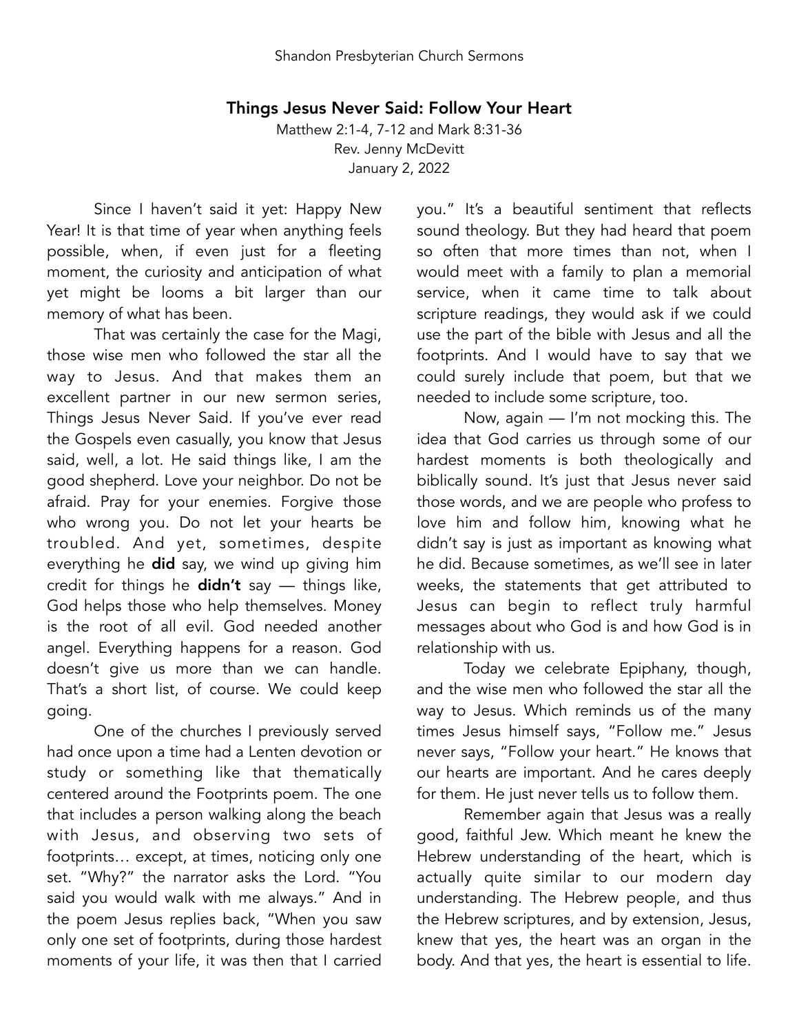# Things Jesus Never Said: Follow Your Heart

Matthew 2:1-4, 7-12 and Mark 8:31-36
Rev. Jenny McDevitt
January 2, 2022

Since I haven't said it yet: Happy New Year! It is that time of year when anything feels possible, when, if even just for a fleeting moment, the curiosity and anticipation of what yet might be looms a bit larger than our memory of what has been.

That was certainly the case for the Magi, those wise men who followed the star all the way to Jesus. And that makes them an excellent partner in our new sermon series, Things Jesus Never Said. If you've ever read the Gospels even casually, you know that Jesus said, well, a lot. He said things like, I am the good shepherd. Love your neighbor. Do not be afraid. Pray for your enemies. Forgive those who wrong you. Do not let your hearts be troubled. And yet, sometimes, despite everything he **did** say, we wind up giving him credit for things he **didn't** say — things like, God helps those who help themselves. Money is the root of all evil. God needed another angel. Everything happens for a reason. God doesn't give us more than we can handle. That's a short list, of course. We could keep going.

One of the churches I previously served had once upon a time had a Lenten devotion or study or something like that thematically centered around the Footprints poem. The one that includes a person walking along the beach with Jesus, and observing two sets of footprints… except, at times, noticing only one set. "Why?" the narrator asks the Lord. "You said you would walk with me always." And in the poem Jesus replies back, "When you saw only one set of footprints, during those hardest moments of your life, it was then that I carried you." It's a beautiful sentiment that reflects sound theology. But they had heard that poem so often that more times than not, when I would meet with a family to plan a memorial service, when it came time to talk about scripture readings, they would ask if we could use the part of the bible with Jesus and all the footprints. And I would have to say that we could surely include that poem, but that we needed to include some scripture, too.

Now, again — I'm not mocking this. The idea that God carries us through some of our hardest moments is both theologically and biblically sound. It's just that Jesus never said those words, and we are people who profess to love him and follow him, knowing what he didn't say is just as important as knowing what he did. Because sometimes, as we'll see in later weeks, the statements that get attributed to Jesus can begin to reflect truly harmful messages about who God is and how God is in relationship with us.

Today we celebrate Epiphany, though, and the wise men who followed the star all the way to Jesus. Which reminds us of the many times Jesus himself says, "Follow me." Jesus never says, "Follow your heart." He knows that our hearts are important. And he cares deeply for them. He just never tells us to follow them.

Remember again that Jesus was a really good, faithful Jew. Which meant he knew the Hebrew understanding of the heart, which is actually quite similar to our modern day understanding. The Hebrew people, and thus the Hebrew scriptures, and by extension, Jesus, knew that yes, the heart was an organ in the body. And that yes, the heart is essential to life.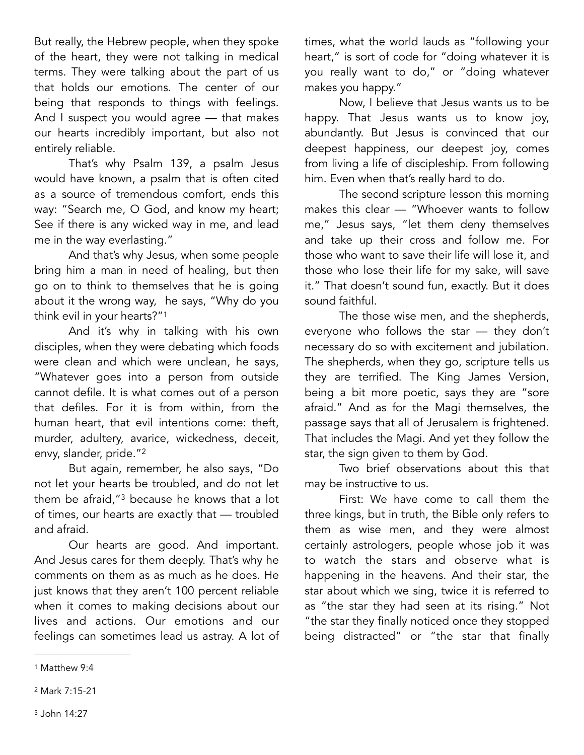But really, the Hebrew people, when they spoke of the heart, they were not talking in medical terms. They were talking about the part of us that holds our emotions. The center of our being that responds to things with feelings. And I suspect you would agree — that makes our hearts incredibly important, but also not entirely reliable.

That's why Psalm 139, a psalm Jesus would have known, a psalm that is often cited as a source of tremendous comfort, ends this way: "Search me, O God, and know my heart; See if there is any wicked way in me, and lead me in the way everlasting."

And that's why Jesus, when some people bring him a man in need of healing, but then go on to think to themselves that he is going about it the wrong way, he says, "Why do you think evil in your hearts?"[1]

And it's why in talking with his own disciples, when they were debating which foods were clean and which were unclean, he says, "Whatever goes into a person from outside cannot defile. It is what comes out of a person that defiles. For it is from within, from the human heart, that evil intentions come: theft, murder, adultery, avarice, wickedness, deceit, envy, slander, pride."[2]

But again, remember, he also says, "Do not let your hearts be troubled, and do not let them be afraid,"[3] because he knows that a lot of times, our hearts are exactly that — troubled and afraid.

Our hearts are good. And important. And Jesus cares for them deeply. That's why he comments on them as as much as he does. He just knows that they aren't 100 percent reliable when it comes to making decisions about our lives and actions. Our emotions and our feelings can sometimes lead us astray. A lot of times, what the world lauds as "following your heart," is sort of code for "doing whatever it is you really want to do," or "doing whatever makes you happy."

Now, I believe that Jesus wants us to be happy. That Jesus wants us to know joy, abundantly. But Jesus is convinced that our deepest happiness, our deepest joy, comes from living a life of discipleship. From following him. Even when that's really hard to do.

The second scripture lesson this morning makes this clear — "Whoever wants to follow me," Jesus says, "let them deny themselves and take up their cross and follow me. For those who want to save their life will lose it, and those who lose their life for my sake, will save it." That doesn't sound fun, exactly. But it does sound faithful.

The those wise men, and the shepherds, everyone who follows the star — they don't necessary do so with excitement and jubilation. The shepherds, when they go, scripture tells us they are terrified. The King James Version, being a bit more poetic, says they are "sore afraid." And as for the Magi themselves, the passage says that all of Jerusalem is frightened. That includes the Magi. And yet they follow the star, the sign given to them by God.

Two brief observations about this that may be instructive to us.

First: We have come to call them the three kings, but in truth, the Bible only refers to them as wise men, and they were almost certainly astrologers, people whose job it was to watch the stars and observe what is happening in the heavens. And their star, the star about which we sing, twice it is referred to as "the star they had seen at its rising." Not "the star they finally noticed once they stopped being distracted" or "the star that finally

---

[1] Matthew 9:4

[2] Mark 7:15-21

[3] John 14:27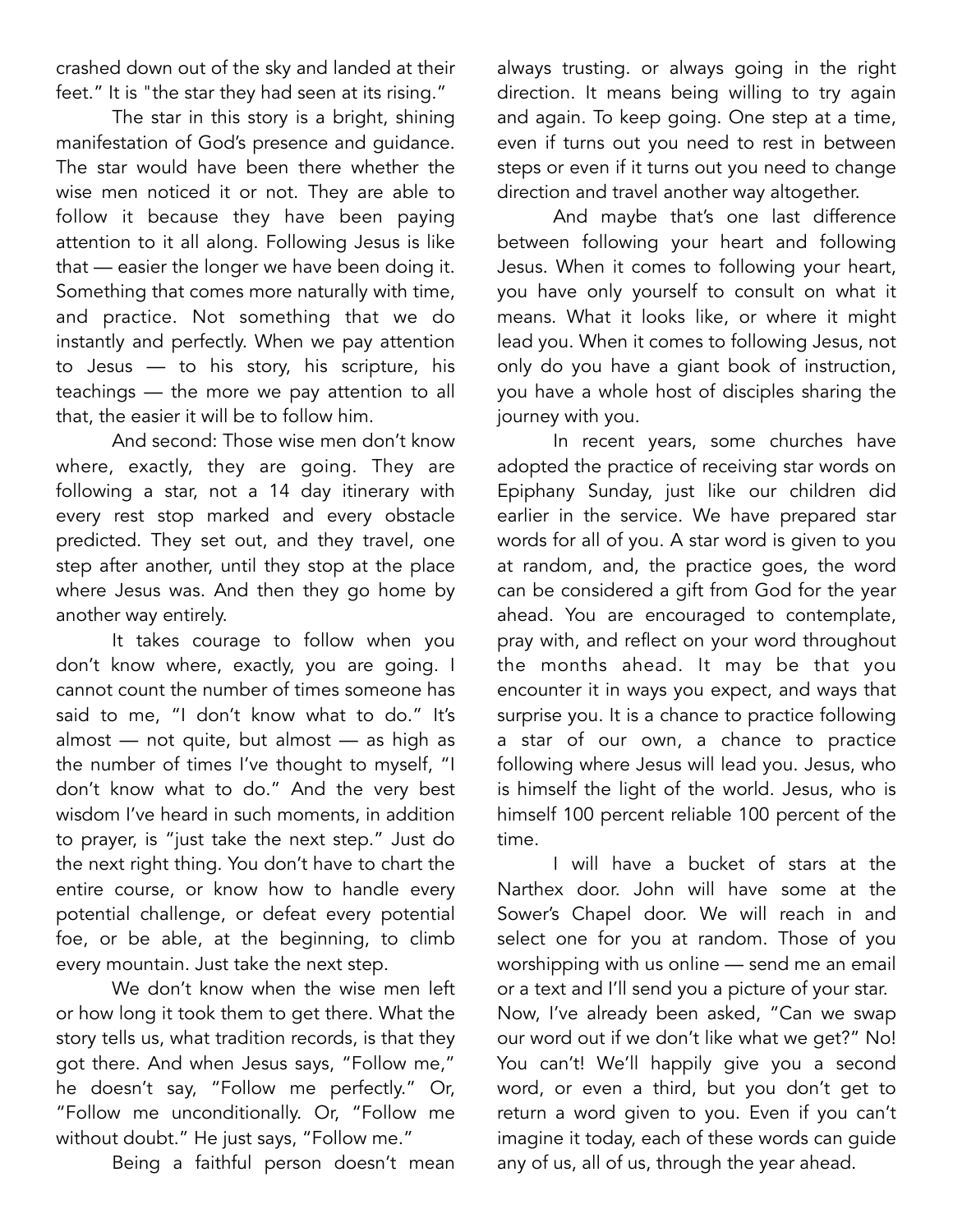crashed down out of the sky and landed at their feet." It is "the star they had seen at its rising."

The star in this story is a bright, shining manifestation of God's presence and guidance. The star would have been there whether the wise men noticed it or not. They are able to follow it because they have been paying attention to it all along. Following Jesus is like that — easier the longer we have been doing it. Something that comes more naturally with time, and practice. Not something that we do instantly and perfectly. When we pay attention to Jesus — to his story, his scripture, his teachings — the more we pay attention to all that, the easier it will be to follow him.

And second: Those wise men don't know where, exactly, they are going. They are following a star, not a 14 day itinerary with every rest stop marked and every obstacle predicted. They set out, and they travel, one step after another, until they stop at the place where Jesus was. And then they go home by another way entirely.

It takes courage to follow when you don't know where, exactly, you are going. I cannot count the number of times someone has said to me, "I don't know what to do." It's almost — not quite, but almost — as high as the number of times I've thought to myself, "I don't know what to do." And the very best wisdom I've heard in such moments, in addition to prayer, is "just take the next step." Just do the next right thing. You don't have to chart the entire course, or know how to handle every potential challenge, or defeat every potential foe, or be able, at the beginning, to climb every mountain. Just take the next step.

We don't know when the wise men left or how long it took them to get there. What the story tells us, what tradition records, is that they got there. And when Jesus says, "Follow me," he doesn't say, "Follow me perfectly." Or, "Follow me unconditionally. Or, "Follow me without doubt." He just says, "Follow me."

Being a faithful person doesn't mean always trusting. or always going in the right direction. It means being willing to try again and again. To keep going. One step at a time, even if turns out you need to rest in between steps or even if it turns out you need to change direction and travel another way altogether.

And maybe that's one last difference between following your heart and following Jesus. When it comes to following your heart, you have only yourself to consult on what it means. What it looks like, or where it might lead you. When it comes to following Jesus, not only do you have a giant book of instruction, you have a whole host of disciples sharing the journey with you.

In recent years, some churches have adopted the practice of receiving star words on Epiphany Sunday, just like our children did earlier in the service. We have prepared star words for all of you. A star word is given to you at random, and, the practice goes, the word can be considered a gift from God for the year ahead. You are encouraged to contemplate, pray with, and reflect on your word throughout the months ahead. It may be that you encounter it in ways you expect, and ways that surprise you. It is a chance to practice following a star of our own, a chance to practice following where Jesus will lead you. Jesus, who is himself the light of the world. Jesus, who is himself 100 percent reliable 100 percent of the time.

I will have a bucket of stars at the Narthex door. John will have some at the Sower's Chapel door. We will reach in and select one for you at random. Those of you worshipping with us online — send me an email or a text and I'll send you a picture of your star. Now, I've already been asked, "Can we swap our word out if we don't like what we get?" No! You can't! We'll happily give you a second word, or even a third, but you don't get to return a word given to you. Even if you can't imagine it today, each of these words can guide any of us, all of us, through the year ahead.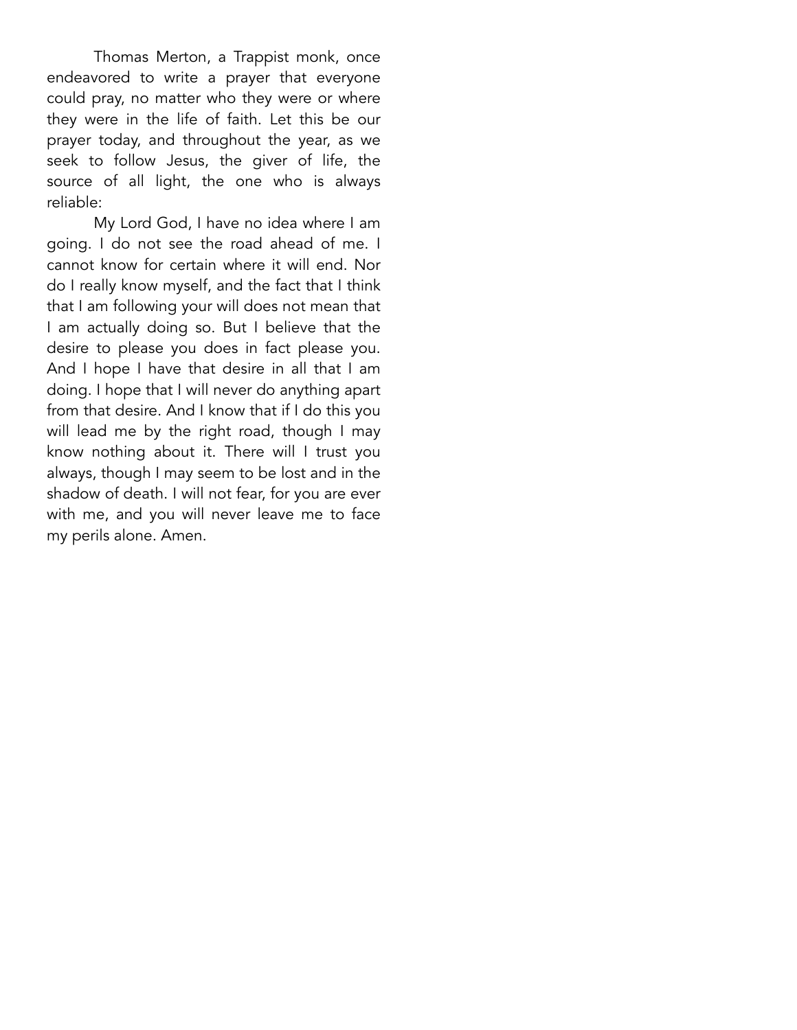Thomas Merton, a Trappist monk, once endeavored to write a prayer that everyone could pray, no matter who they were or where they were in the life of faith. Let this be our prayer today, and throughout the year, as we seek to follow Jesus, the giver of life, the source of all light, the one who is always reliable:

My Lord God, I have no idea where I am going. I do not see the road ahead of me. I cannot know for certain where it will end. Nor do I really know myself, and the fact that I think that I am following your will does not mean that I am actually doing so. But I believe that the desire to please you does in fact please you. And I hope I have that desire in all that I am doing. I hope that I will never do anything apart from that desire. And I know that if I do this you will lead me by the right road, though I may know nothing about it. There will I trust you always, though I may seem to be lost and in the shadow of death. I will not fear, for you are ever with me, and you will never leave me to face my perils alone. Amen.